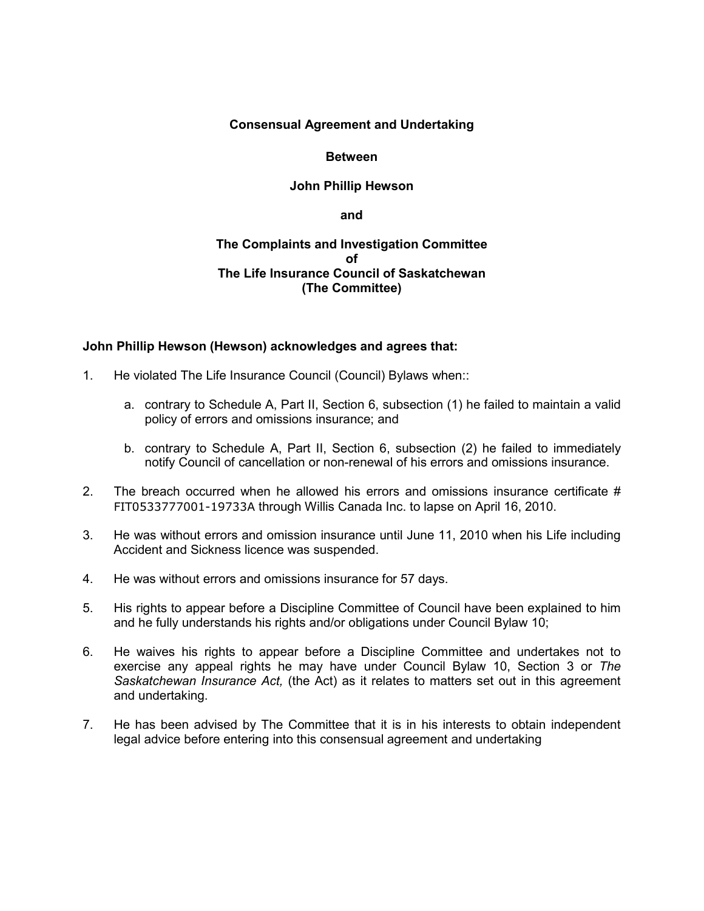**Consensual Agreement and Undertaking**

**Between**

**John Phillip Hewson**

**and**

**The Complaints and Investigation Committee of The Life Insurance Council of Saskatchewan (The Committee)**

**John Phillip Hewson (Hewson) acknowledges and agrees that:**

1. He violated The Life Insurance Council (Council) Bylaws when::

   a. contrary to Schedule A, Part II, Section 6, subsection (1) he failed to maintain a valid policy of errors and omissions insurance; and

   b. contrary to Schedule A, Part II, Section 6, subsection (2) he failed to immediately notify Council of cancellation or non-renewal of his errors and omissions insurance.

2. The breach occurred when he allowed his errors and omissions insurance certificate # FIT0533777001-19733A through Willis Canada Inc. to lapse on April 16, 2010.

3. He was without errors and omission insurance until June 11, 2010 when his Life including Accident and Sickness licence was suspended.

4. He was without errors and omissions insurance for 57 days.

5. His rights to appear before a Discipline Committee of Council have been explained to him and he fully understands his rights and/or obligations under Council Bylaw 10;

6. He waives his rights to appear before a Discipline Committee and undertakes not to exercise any appeal rights he may have under Council Bylaw 10, Section 3 or *The Saskatchewan Insurance Act,* (the Act) as it relates to matters set out in this agreement and undertaking.

7. He has been advised by The Committee that it is in his interests to obtain independent legal advice before entering into this consensual agreement and undertaking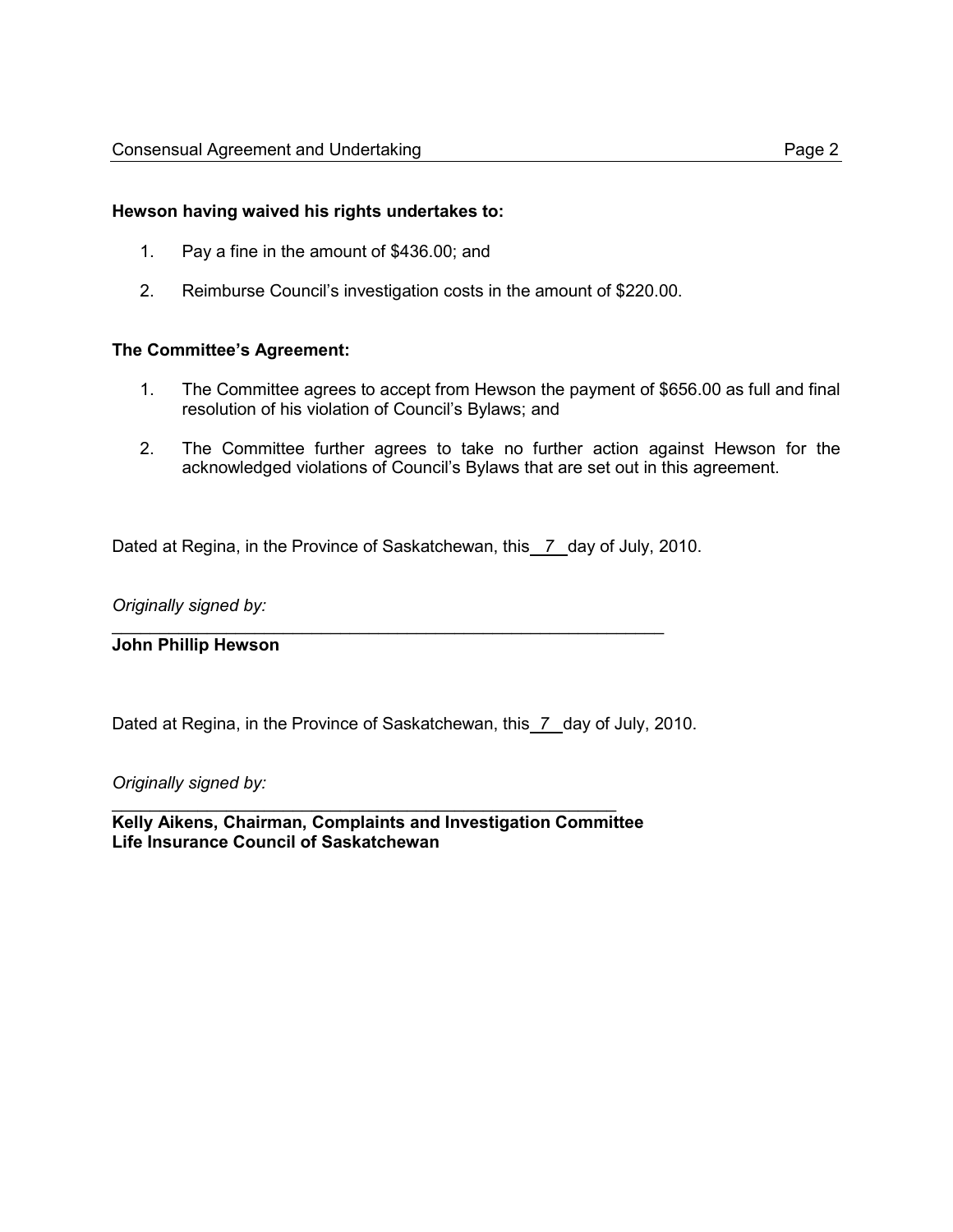**Hewson having waived his rights undertakes to:**

1. Pay a fine in the amount of $436.00; and
2. Reimburse Council's investigation costs in the amount of $220.00.

**The Committee's Agreement:**

1. The Committee agrees to accept from Hewson the payment of $656.00 as full and final resolution of his violation of Council's Bylaws; and
2. The Committee further agrees to take no further action against Hewson for the acknowledged violations of Council's Bylaws that are set out in this agreement.

Dated at Regina, in the Province of Saskatchewan, this 7 day of July, 2010.

*Originally signed by:*

______________________________________________

**John Phillip Hewson**

Dated at Regina, in the Province of Saskatchewan, this 7 day of July, 2010.

*Originally signed by:*

______________________________________________

**Kelly Aikens, Chairman, Complaints and Investigation Committee**
**Life Insurance Council of Saskatchewan**